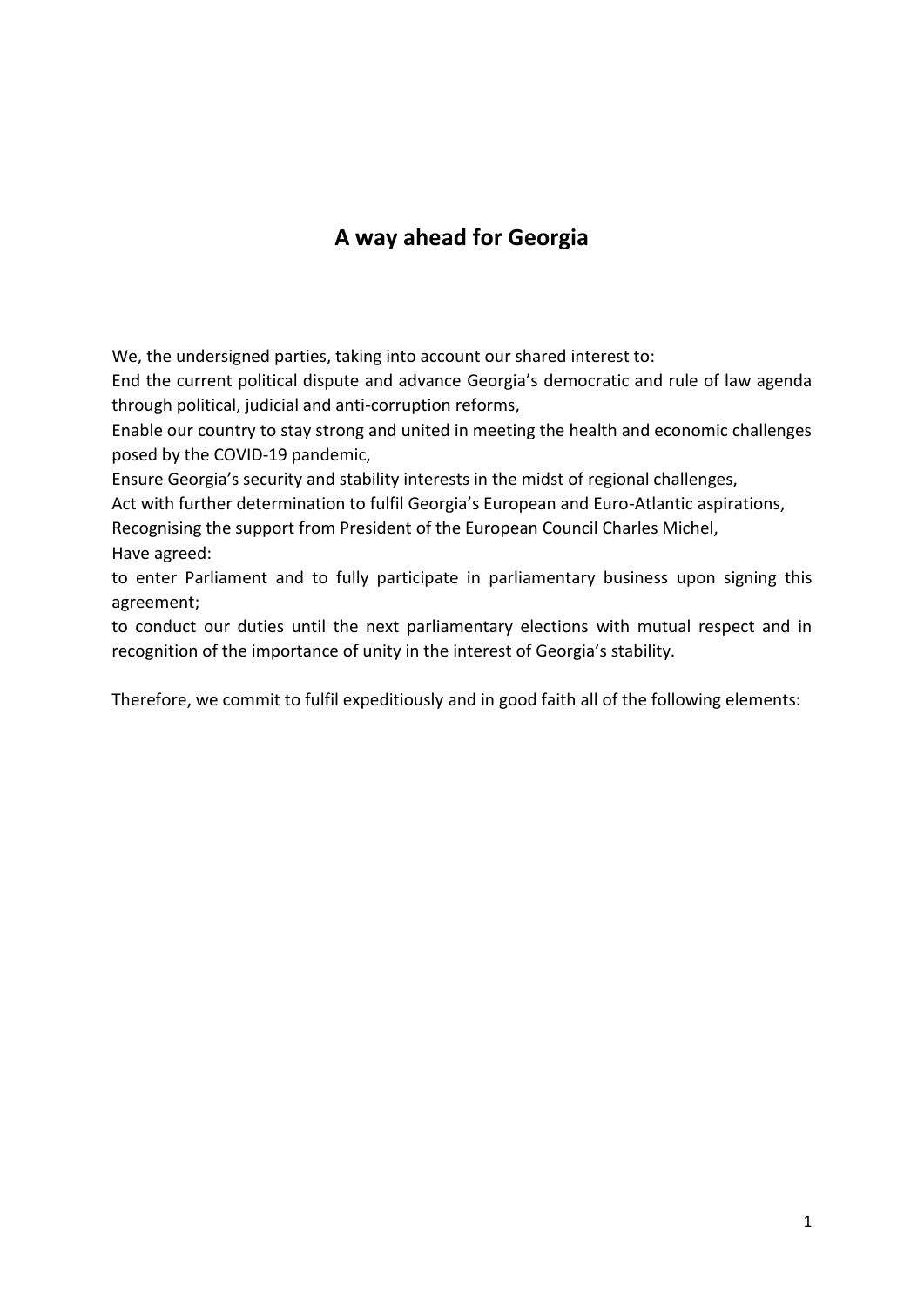# A way ahead for Georgia

We, the undersigned parties, taking into account our shared interest to:

End the current political dispute and advance Georgia's democratic and rule of law agenda through political, judicial and anti-corruption reforms,

Enable our country to stay strong and united in meeting the health and economic challenges posed by the COVID-19 pandemic,

Ensure Georgia's security and stability interests in the midst of regional challenges,

Act with further determination to fulfil Georgia's European and Euro-Atlantic aspirations,

Recognising the support from President of the European Council Charles Michel,

Have agreed:

to enter Parliament and to fully participate in parliamentary business upon signing this agreement;

to conduct our duties until the next parliamentary elections with mutual respect and in recognition of the importance of unity in the interest of Georgia's stability.

Therefore, we commit to fulfil expeditiously and in good faith all of the following elements: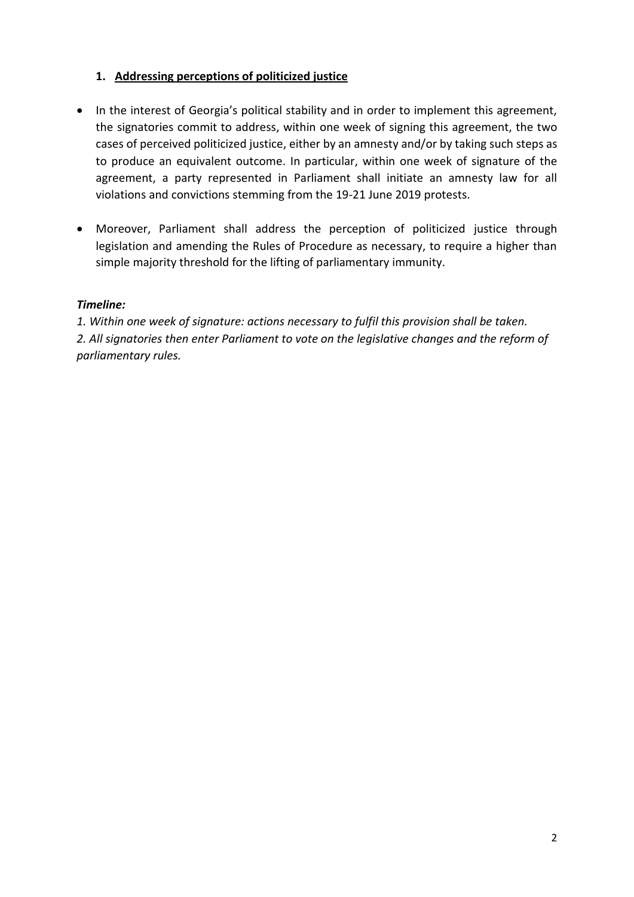## 1. <u>Addressing perceptions of politicized justice</u>

- In the interest of Georgia's political stability and in order to implement this agreement, the signatories commit to address, within one week of signing this agreement, the two cases of perceived politicized justice, either by an amnesty and/or by taking such steps as to produce an equivalent outcome. In particular, within one week of signature of the agreement, a party represented in Parliament shall initiate an amnesty law for all violations and convictions stemming from the 19-21 June 2019 protests.
- Moreover, Parliament shall address the perception of politicized justice through legislation and amending the Rules of Procedure as necessary, to require a higher than simple majority threshold for the lifting of parliamentary immunity.

***Timeline:***

*1. Within one week of signature: actions necessary to fulfil this provision shall be taken.*
*2. All signatories then enter Parliament to vote on the legislative changes and the reform of parliamentary rules.*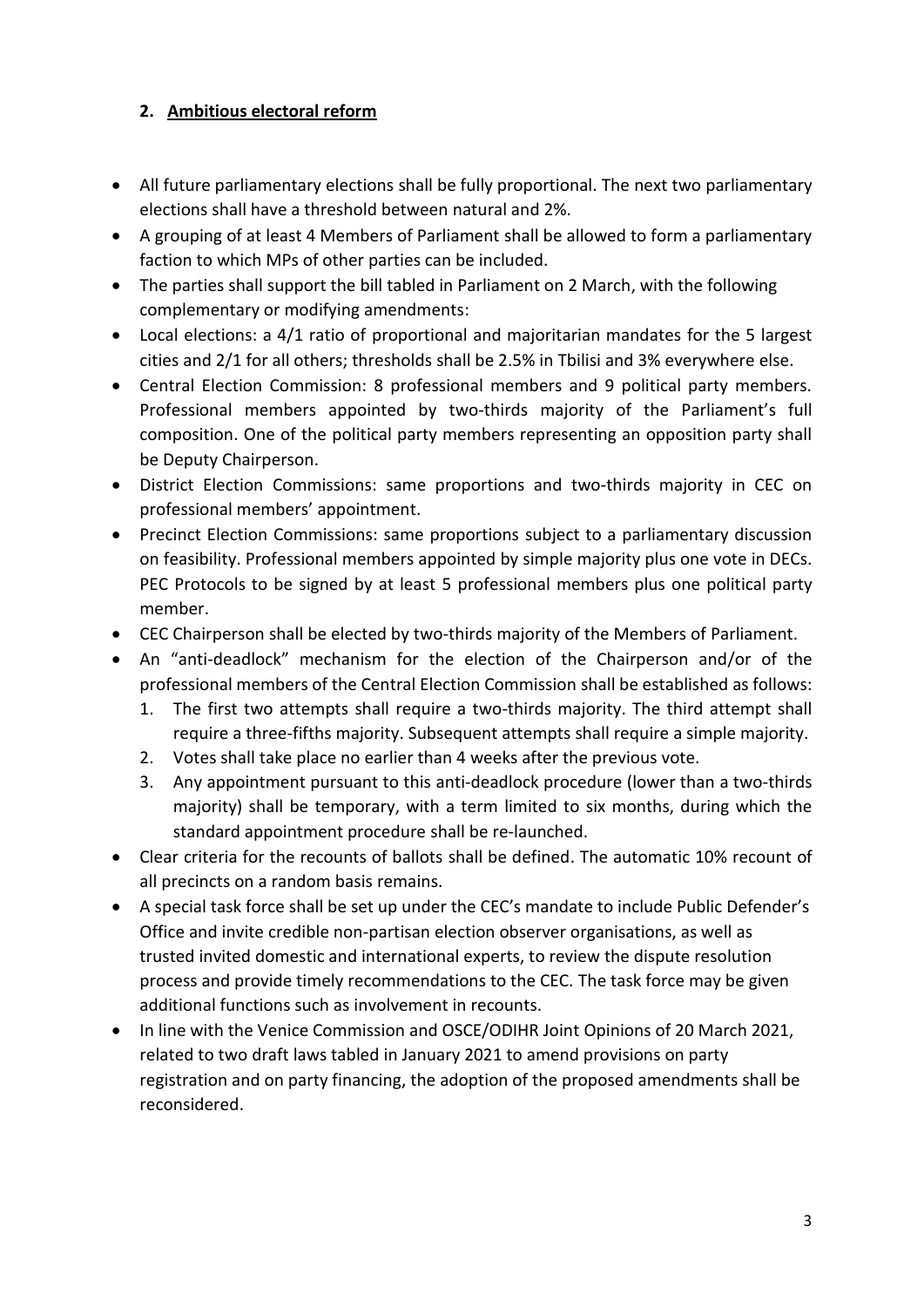## 2. Ambitious electoral reform

- All future parliamentary elections shall be fully proportional. The next two parliamentary elections shall have a threshold between natural and 2%.
- A grouping of at least 4 Members of Parliament shall be allowed to form a parliamentary faction to which MPs of other parties can be included.
- The parties shall support the bill tabled in Parliament on 2 March, with the following complementary or modifying amendments:
- Local elections: a 4/1 ratio of proportional and majoritarian mandates for the 5 largest cities and 2/1 for all others; thresholds shall be 2.5% in Tbilisi and 3% everywhere else.
- Central Election Commission: 8 professional members and 9 political party members. Professional members appointed by two-thirds majority of the Parliament's full composition. One of the political party members representing an opposition party shall be Deputy Chairperson.
- District Election Commissions: same proportions and two-thirds majority in CEC on professional members' appointment.
- Precinct Election Commissions: same proportions subject to a parliamentary discussion on feasibility. Professional members appointed by simple majority plus one vote in DECs. PEC Protocols to be signed by at least 5 professional members plus one political party member.
- CEC Chairperson shall be elected by two-thirds majority of the Members of Parliament.
- An "anti-deadlock" mechanism for the election of the Chairperson and/or of the professional members of the Central Election Commission shall be established as follows:
  1. The first two attempts shall require a two-thirds majority. The third attempt shall require a three-fifths majority. Subsequent attempts shall require a simple majority.
  2. Votes shall take place no earlier than 4 weeks after the previous vote.
  3. Any appointment pursuant to this anti-deadlock procedure (lower than a two-thirds majority) shall be temporary, with a term limited to six months, during which the standard appointment procedure shall be re-launched.
- Clear criteria for the recounts of ballots shall be defined. The automatic 10% recount of all precincts on a random basis remains.
- A special task force shall be set up under the CEC's mandate to include Public Defender's Office and invite credible non-partisan election observer organisations, as well as trusted invited domestic and international experts, to review the dispute resolution process and provide timely recommendations to the CEC. The task force may be given additional functions such as involvement in recounts.
- In line with the Venice Commission and OSCE/ODIHR Joint Opinions of 20 March 2021, related to two draft laws tabled in January 2021 to amend provisions on party registration and on party financing, the adoption of the proposed amendments shall be reconsidered.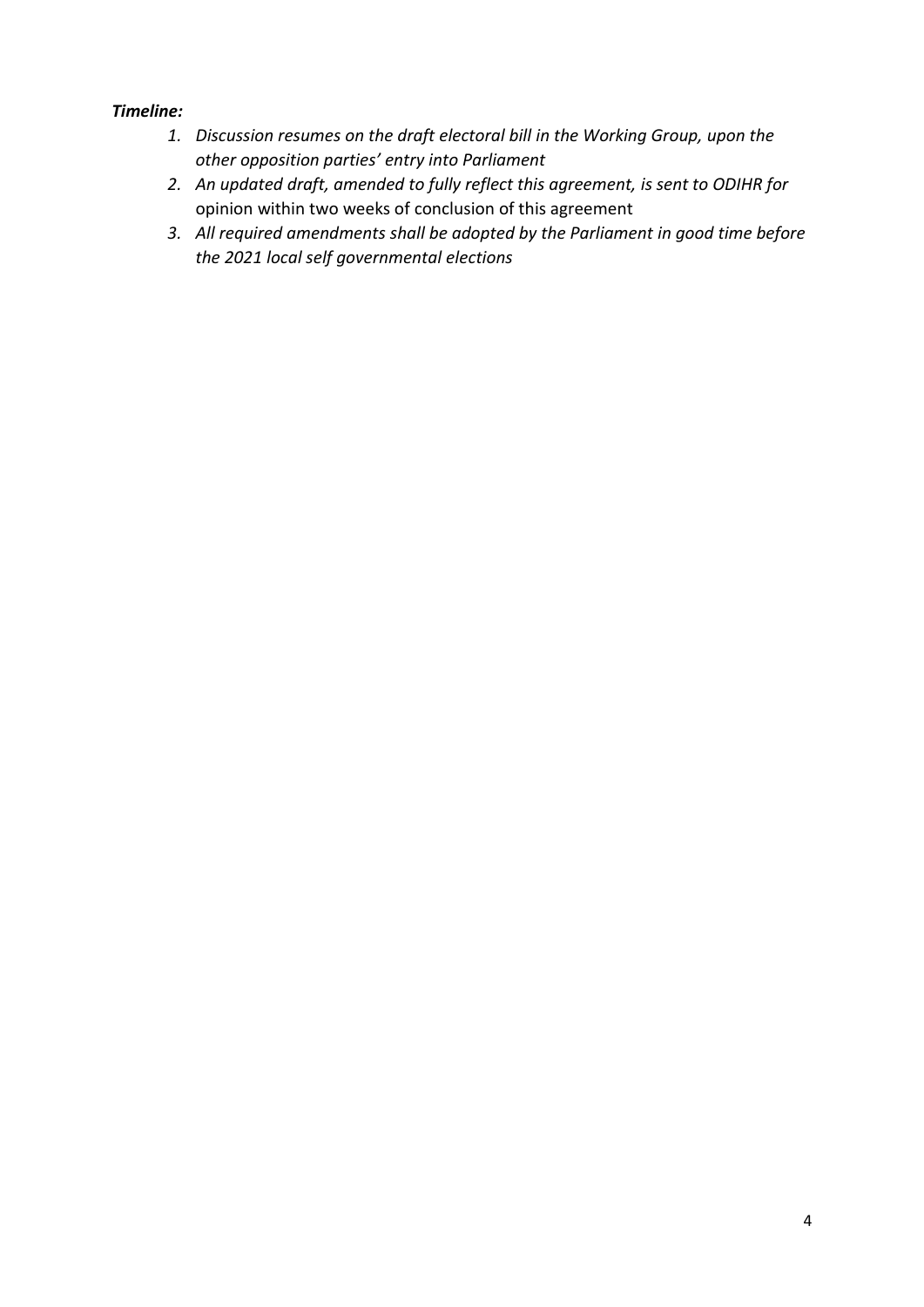***Timeline:***

1. *Discussion resumes on the draft electoral bill in the Working Group, upon the other opposition parties' entry into Parliament*
2. *An updated draft, amended to fully reflect this agreement, is sent to ODIHR for* opinion within two weeks of conclusion of this agreement
3. *All required amendments shall be adopted by the Parliament in good time before the 2021 local self governmental elections*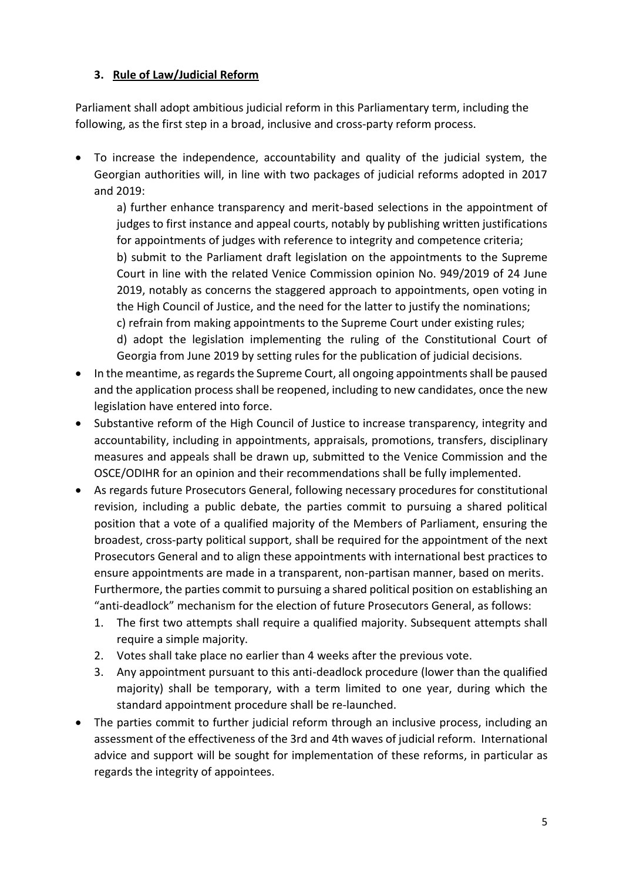### 3. Rule of Law/Judicial Reform

Parliament shall adopt ambitious judicial reform in this Parliamentary term, including the following, as the first step in a broad, inclusive and cross-party reform process.

- To increase the independence, accountability and quality of the judicial system, the Georgian authorities will, in line with two packages of judicial reforms adopted in 2017 and 2019:

  a) further enhance transparency and merit-based selections in the appointment of judges to first instance and appeal courts, notably by publishing written justifications for appointments of judges with reference to integrity and competence criteria;

  b) submit to the Parliament draft legislation on the appointments to the Supreme Court in line with the related Venice Commission opinion No. 949/2019 of 24 June 2019, notably as concerns the staggered approach to appointments, open voting in the High Council of Justice, and the need for the latter to justify the nominations;

  c) refrain from making appointments to the Supreme Court under existing rules;

  d) adopt the legislation implementing the ruling of the Constitutional Court of Georgia from June 2019 by setting rules for the publication of judicial decisions.
- In the meantime, as regards the Supreme Court, all ongoing appointments shall be paused and the application process shall be reopened, including to new candidates, once the new legislation have entered into force.
- Substantive reform of the High Council of Justice to increase transparency, integrity and accountability, including in appointments, appraisals, promotions, transfers, disciplinary measures and appeals shall be drawn up, submitted to the Venice Commission and the OSCE/ODIHR for an opinion and their recommendations shall be fully implemented.
- As regards future Prosecutors General, following necessary procedures for constitutional revision, including a public debate, the parties commit to pursuing a shared political position that a vote of a qualified majority of the Members of Parliament, ensuring the broadest, cross-party political support, shall be required for the appointment of the next Prosecutors General and to align these appointments with international best practices to ensure appointments are made in a transparent, non-partisan manner, based on merits. Furthermore, the parties commit to pursuing a shared political position on establishing an "anti-deadlock" mechanism for the election of future Prosecutors General, as follows:
  1. The first two attempts shall require a qualified majority. Subsequent attempts shall require a simple majority.
  2. Votes shall take place no earlier than 4 weeks after the previous vote.
  3. Any appointment pursuant to this anti-deadlock procedure (lower than the qualified majority) shall be temporary, with a term limited to one year, during which the standard appointment procedure shall be re-launched.
- The parties commit to further judicial reform through an inclusive process, including an assessment of the effectiveness of the 3rd and 4th waves of judicial reform. International advice and support will be sought for implementation of these reforms, in particular as regards the integrity of appointees.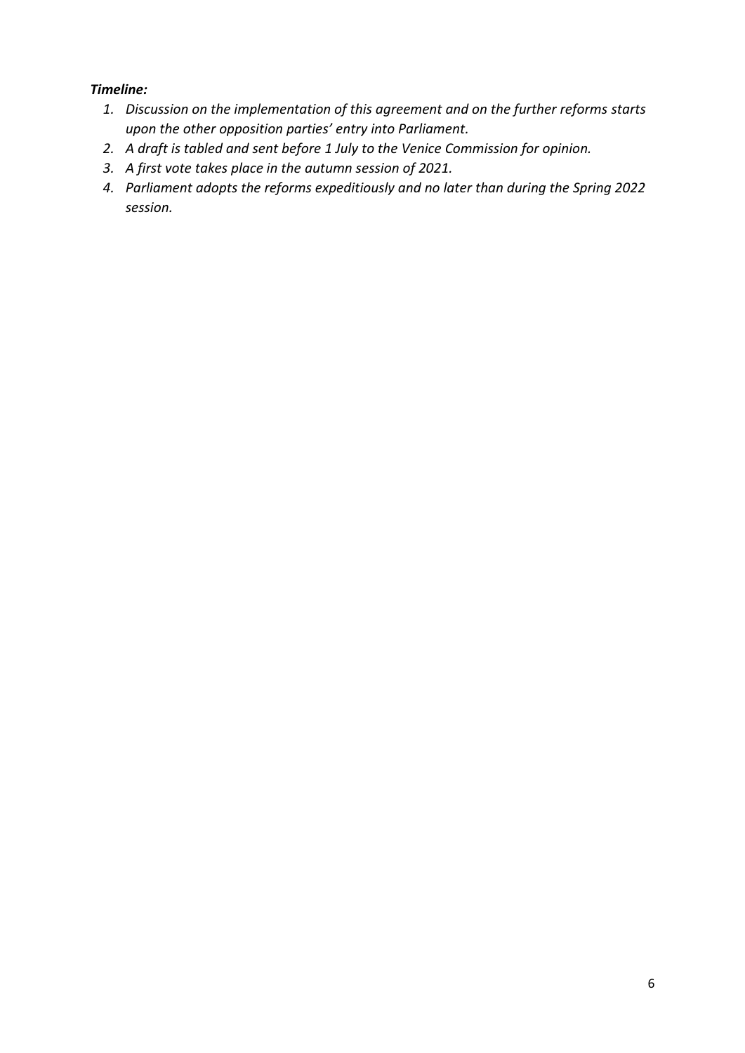***Timeline:***

1. *Discussion on the implementation of this agreement and on the further reforms starts upon the other opposition parties' entry into Parliament.*
2. *A draft is tabled and sent before 1 July to the Venice Commission for opinion.*
3. *A first vote takes place in the autumn session of 2021.*
4. *Parliament adopts the reforms expeditiously and no later than during the Spring 2022 session.*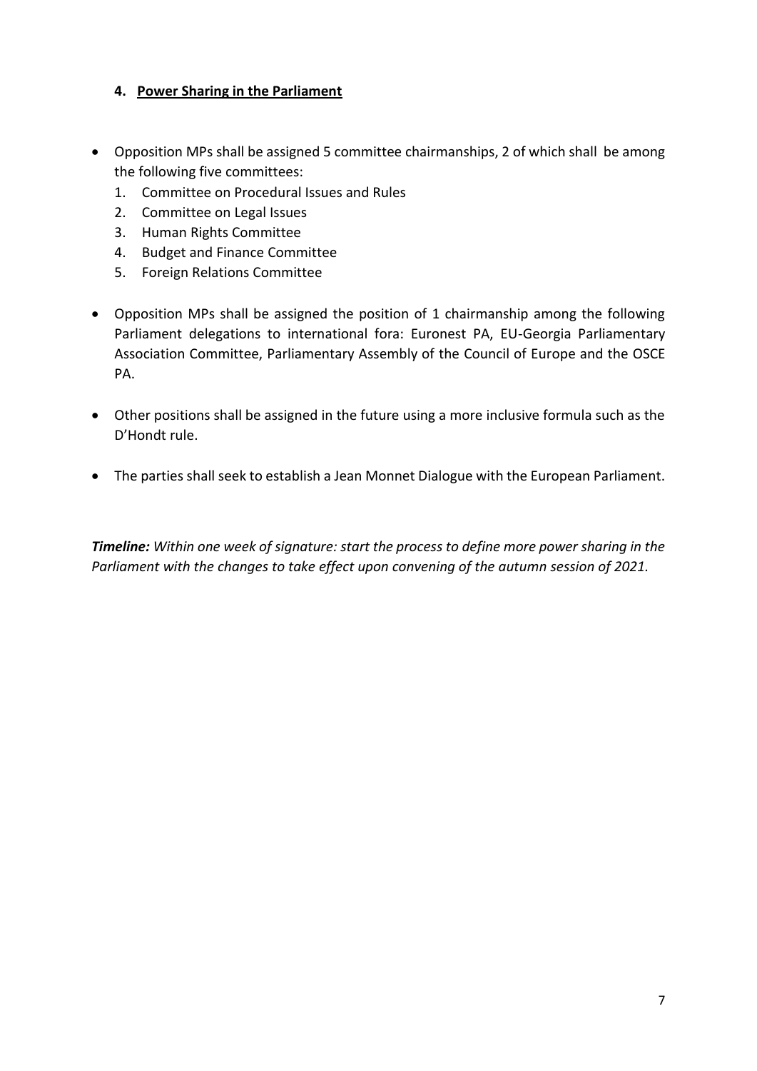## 4. Power Sharing in the Parliament

- Opposition MPs shall be assigned 5 committee chairmanships, 2 of which shall be among the following five committees:
  1. Committee on Procedural Issues and Rules
  2. Committee on Legal Issues
  3. Human Rights Committee
  4. Budget and Finance Committee
  5. Foreign Relations Committee

- Opposition MPs shall be assigned the position of 1 chairmanship among the following Parliament delegations to international fora: Euronest PA, EU-Georgia Parliamentary Association Committee, Parliamentary Assembly of the Council of Europe and the OSCE PA.

- Other positions shall be assigned in the future using a more inclusive formula such as the D'Hondt rule.

- The parties shall seek to establish a Jean Monnet Dialogue with the European Parliament.

***Timeline:*** *Within one week of signature: start the process to define more power sharing in the Parliament with the changes to take effect upon convening of the autumn session of 2021.*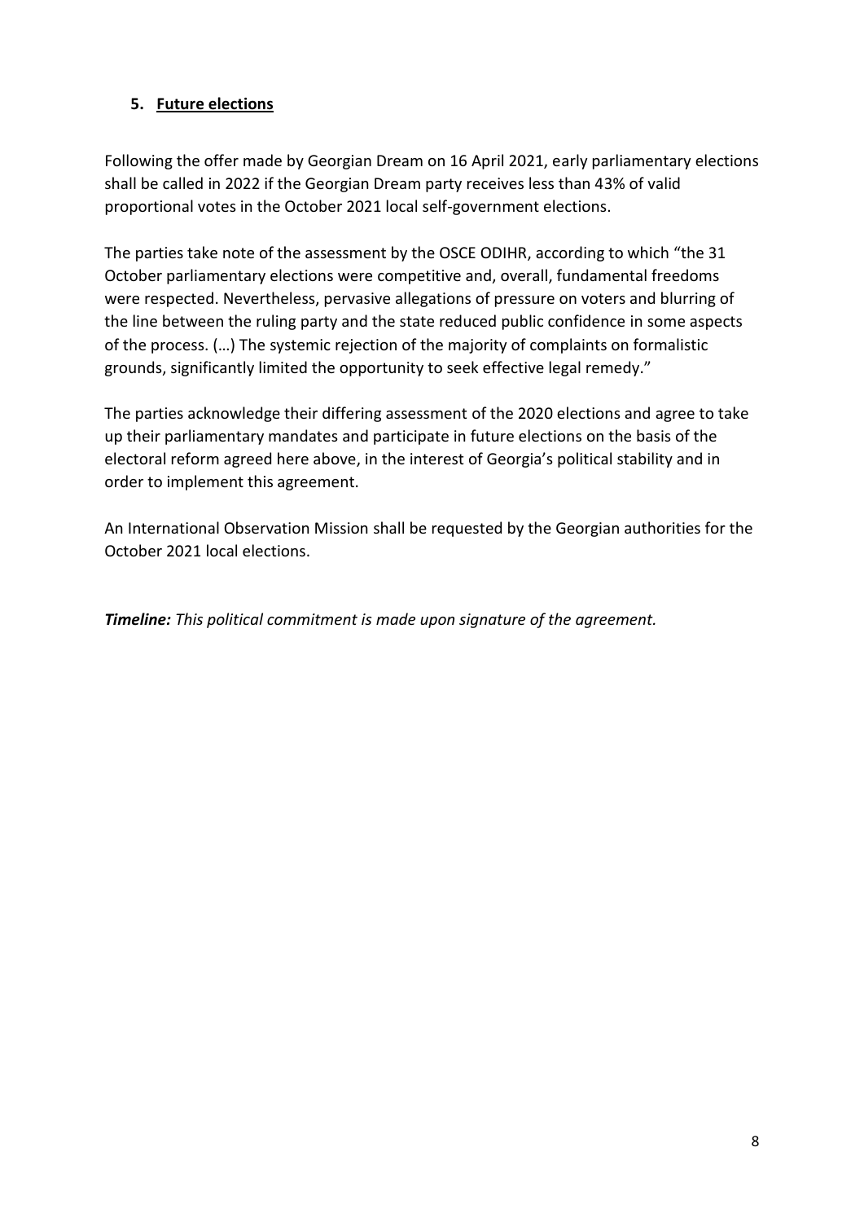## 5. Future elections

Following the offer made by Georgian Dream on 16 April 2021, early parliamentary elections shall be called in 2022 if the Georgian Dream party receives less than 43% of valid proportional votes in the October 2021 local self-government elections.

The parties take note of the assessment by the OSCE ODIHR, according to which "the 31 October parliamentary elections were competitive and, overall, fundamental freedoms were respected. Nevertheless, pervasive allegations of pressure on voters and blurring of the line between the ruling party and the state reduced public confidence in some aspects of the process. (…) The systemic rejection of the majority of complaints on formalistic grounds, significantly limited the opportunity to seek effective legal remedy."

The parties acknowledge their differing assessment of the 2020 elections and agree to take up their parliamentary mandates and participate in future elections on the basis of the electoral reform agreed here above, in the interest of Georgia's political stability and in order to implement this agreement.

An International Observation Mission shall be requested by the Georgian authorities for the October 2021 local elections.

***Timeline:*** *This political commitment is made upon signature of the agreement.*